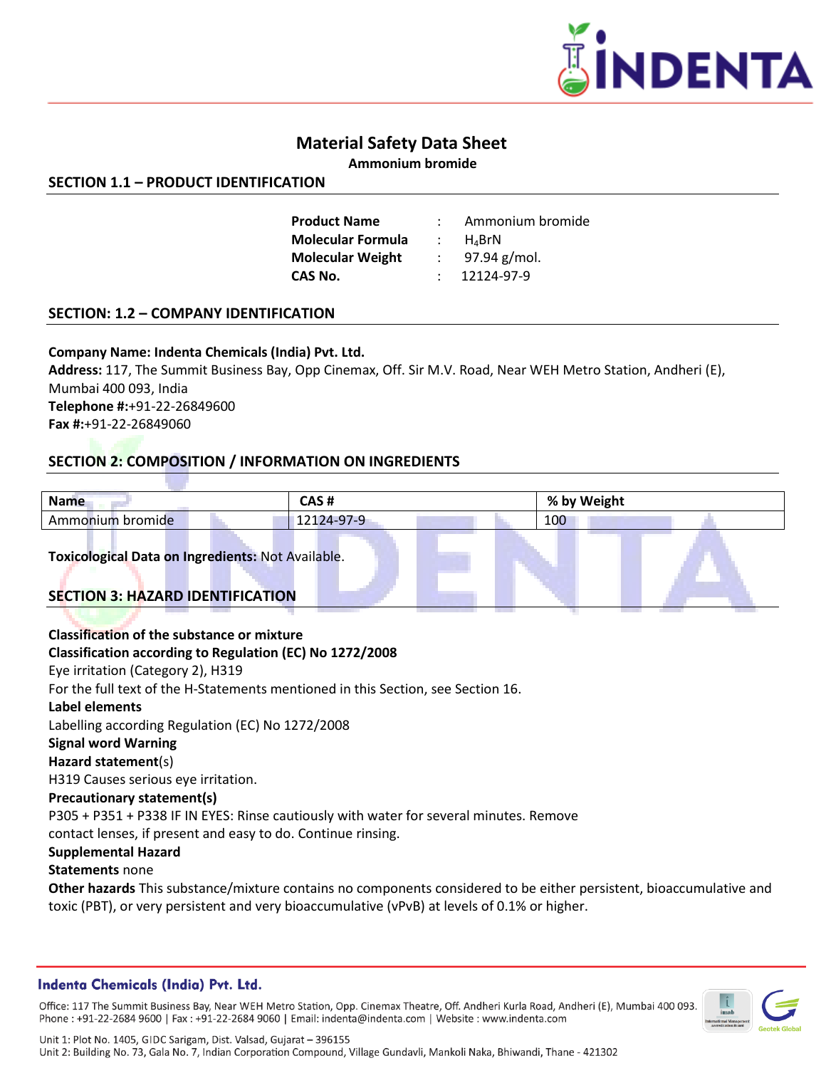# Material Safety Data Sheet

**Ammonium bromide**

## SECTION 1.1 – PRODUCT IDENTIFICATION

| | | |
|---|---|---|
| **Product Name** | : | Ammonium bromide |
| **Molecular Formula** | : | $H_4BrN$ |
| **Molecular Weight** | : | 97.94 g/mol. |
| **CAS No.** | : | 12124-97-9 |

## SECTION: 1.2 – COMPANY IDENTIFICATION

**Company Name: Indenta Chemicals (India) Pvt. Ltd.**
**Address:** 117, The Summit Business Bay, Opp Cinemax, Off. Sir M.V. Road, Near WEH Metro Station, Andheri (E), Mumbai 400 093, India
**Telephone #:**+91-22-26849600
**Fax #:**+91-22-26849060

## SECTION 2: COMPOSITION / INFORMATION ON INGREDIENTS

| Name | CAS # | % by Weight |
|---|---|---|
| Ammonium bromide | 12124-97-9 | 100 |

**Toxicological Data on Ingredients:** Not Available.

## SECTION 3: HAZARD IDENTIFICATION

**Classification of the substance or mixture**
**Classification according to Regulation (EC) No 1272/2008**
Eye irritation (Category 2), H319
For the full text of the H-Statements mentioned in this Section, see Section 16.
**Label elements**
Labelling according Regulation (EC) No 1272/2008
**Signal word Warning**
**Hazard statement**(s)
H319 Causes serious eye irritation.
**Precautionary statement(s)**
P305 + P351 + P338 IF IN EYES: Rinse cautiously with water for several minutes. Remove contact lenses, if present and easy to do. Continue rinsing.
**Supplemental Hazard**
**Statements** none
**Other hazards** This substance/mixture contains no components considered to be either persistent, bioaccumulative and toxic (PBT), or very persistent and very bioaccumulative (vPvB) at levels of 0.1% or higher.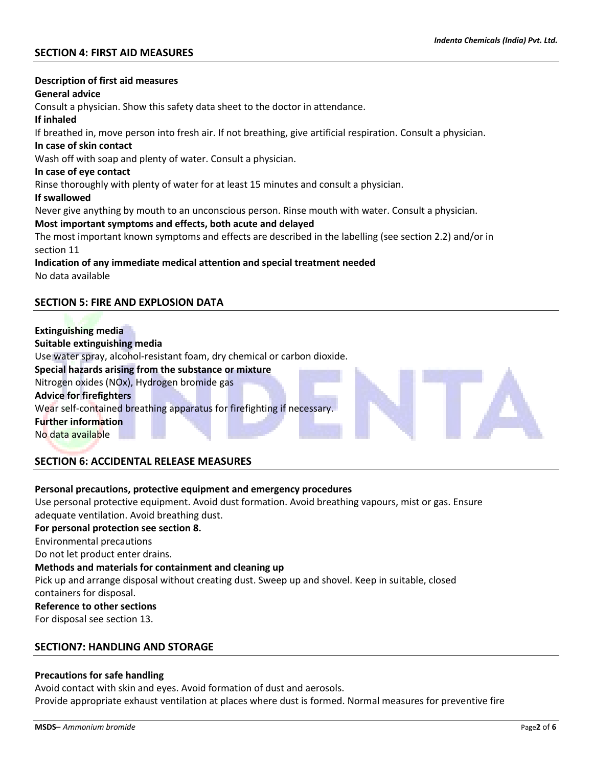## SECTION 4: FIRST AID MEASURES

**Description of first aid measures**

**General advice**

Consult a physician. Show this safety data sheet to the doctor in attendance.

**If inhaled**

If breathed in, move person into fresh air. If not breathing, give artificial respiration. Consult a physician.

**In case of skin contact**

Wash off with soap and plenty of water. Consult a physician.

**In case of eye contact**

Rinse thoroughly with plenty of water for at least 15 minutes and consult a physician.

**If swallowed**

Never give anything by mouth to an unconscious person. Rinse mouth with water. Consult a physician.

**Most important symptoms and effects, both acute and delayed**

The most important known symptoms and effects are described in the labelling (see section 2.2) and/or in section 11

**Indication of any immediate medical attention and special treatment needed**

No data available

## SECTION 5: FIRE AND EXPLOSION DATA

**Extinguishing media**

**Suitable extinguishing media**

Use water spray, alcohol-resistant foam, dry chemical or carbon dioxide.

**Special hazards arising from the substance or mixture**

Nitrogen oxides (NOx), Hydrogen bromide gas

**Advice for firefighters**

Wear self-contained breathing apparatus for firefighting if necessary.

**Further information**

No data available

## SECTION 6: ACCIDENTAL RELEASE MEASURES

**Personal precautions, protective equipment and emergency procedures**

Use personal protective equipment. Avoid dust formation. Avoid breathing vapours, mist or gas. Ensure adequate ventilation. Avoid breathing dust.

**For personal protection see section 8.**

Environmental precautions

Do not let product enter drains.

**Methods and materials for containment and cleaning up**

Pick up and arrange disposal without creating dust. Sweep up and shovel. Keep in suitable, closed containers for disposal.

**Reference to other sections**

For disposal see section 13.

## SECTION7: HANDLING AND STORAGE

**Precautions for safe handling**

Avoid contact with skin and eyes. Avoid formation of dust and aerosols.
Provide appropriate exhaust ventilation at places where dust is formed. Normal measures for preventive fire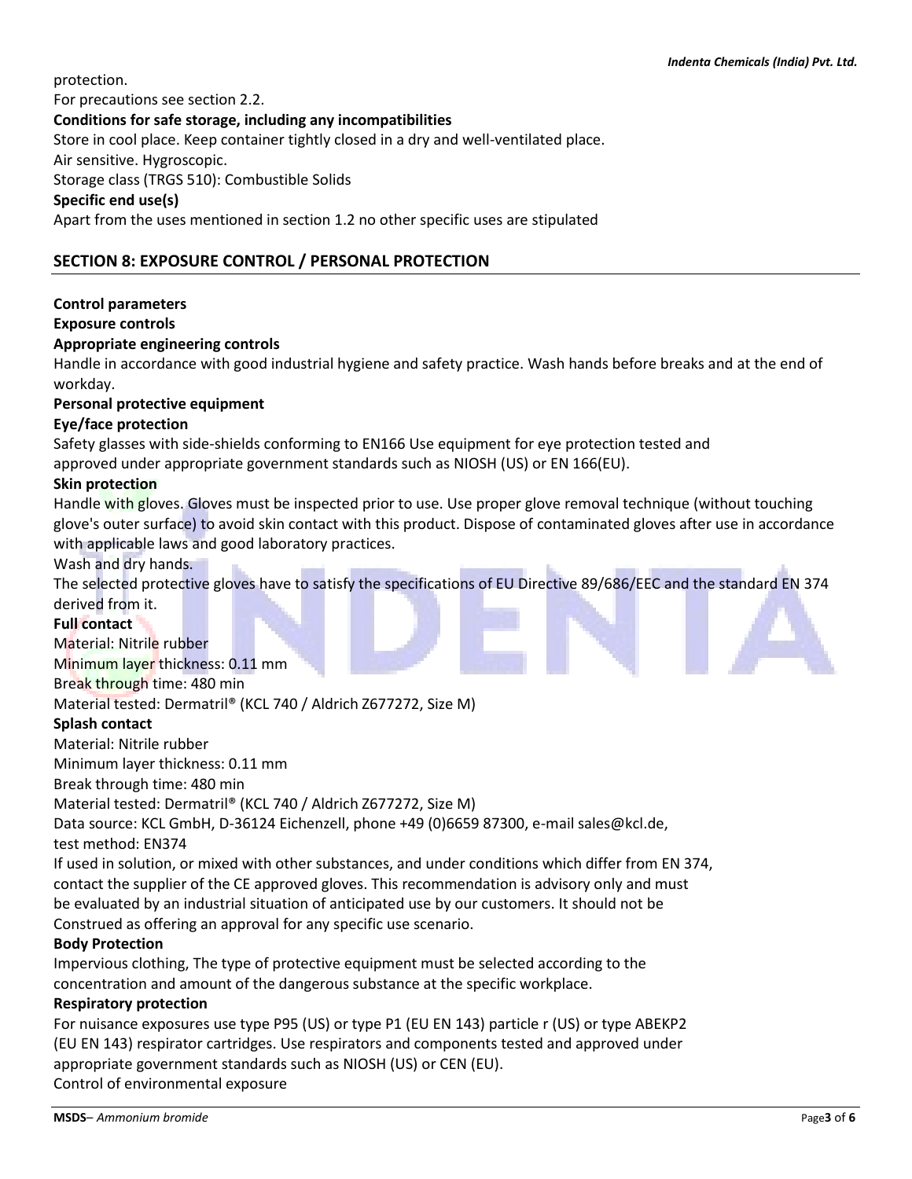protection.
For precautions see section 2.2.

**Conditions for safe storage, including any incompatibilities**

Store in cool place. Keep container tightly closed in a dry and well-ventilated place.
Air sensitive. Hygroscopic.
Storage class (TRGS 510): Combustible Solids

**Specific end use(s)**

Apart from the uses mentioned in section 1.2 no other specific uses are stipulated

## SECTION 8: EXPOSURE CONTROL / PERSONAL PROTECTION

**Control parameters**

**Exposure controls**

**Appropriate engineering controls**

Handle in accordance with good industrial hygiene and safety practice. Wash hands before breaks and at the end of workday.

**Personal protective equipment**

**Eye/face protection**

Safety glasses with side-shields conforming to EN166 Use equipment for eye protection tested and approved under appropriate government standards such as NIOSH (US) or EN 166(EU).

**Skin protection**

Handle with gloves. Gloves must be inspected prior to use. Use proper glove removal technique (without touching glove's outer surface) to avoid skin contact with this product. Dispose of contaminated gloves after use in accordance with applicable laws and good laboratory practices.
Wash and dry hands.
The selected protective gloves have to satisfy the specifications of EU Directive 89/686/EEC and the standard EN 374 derived from it.

**Full contact**

Material: Nitrile rubber
Minimum layer thickness: 0.11 mm
Break through time: 480 min
Material tested: Dermatril® (KCL 740 / Aldrich Z677272, Size M)

**Splash contact**

Material: Nitrile rubber
Minimum layer thickness: 0.11 mm
Break through time: 480 min
Material tested: Dermatril® (KCL 740 / Aldrich Z677272, Size M)
Data source: KCL GmbH, D-36124 Eichenzell, phone +49 (0)6659 87300, e-mail sales@kcl.de,
test method: EN374
If used in solution, or mixed with other substances, and under conditions which differ from EN 374, contact the supplier of the CE approved gloves. This recommendation is advisory only and must be evaluated by an industrial situation of anticipated use by our customers. It should not be Construed as offering an approval for any specific use scenario.

**Body Protection**

Impervious clothing, The type of protective equipment must be selected according to the concentration and amount of the dangerous substance at the specific workplace.

**Respiratory protection**

For nuisance exposures use type P95 (US) or type P1 (EU EN 143) particle r (US) or type ABEKP2 (EU EN 143) respirator cartridges. Use respirators and components tested and approved under appropriate government standards such as NIOSH (US) or CEN (EU).
Control of environmental exposure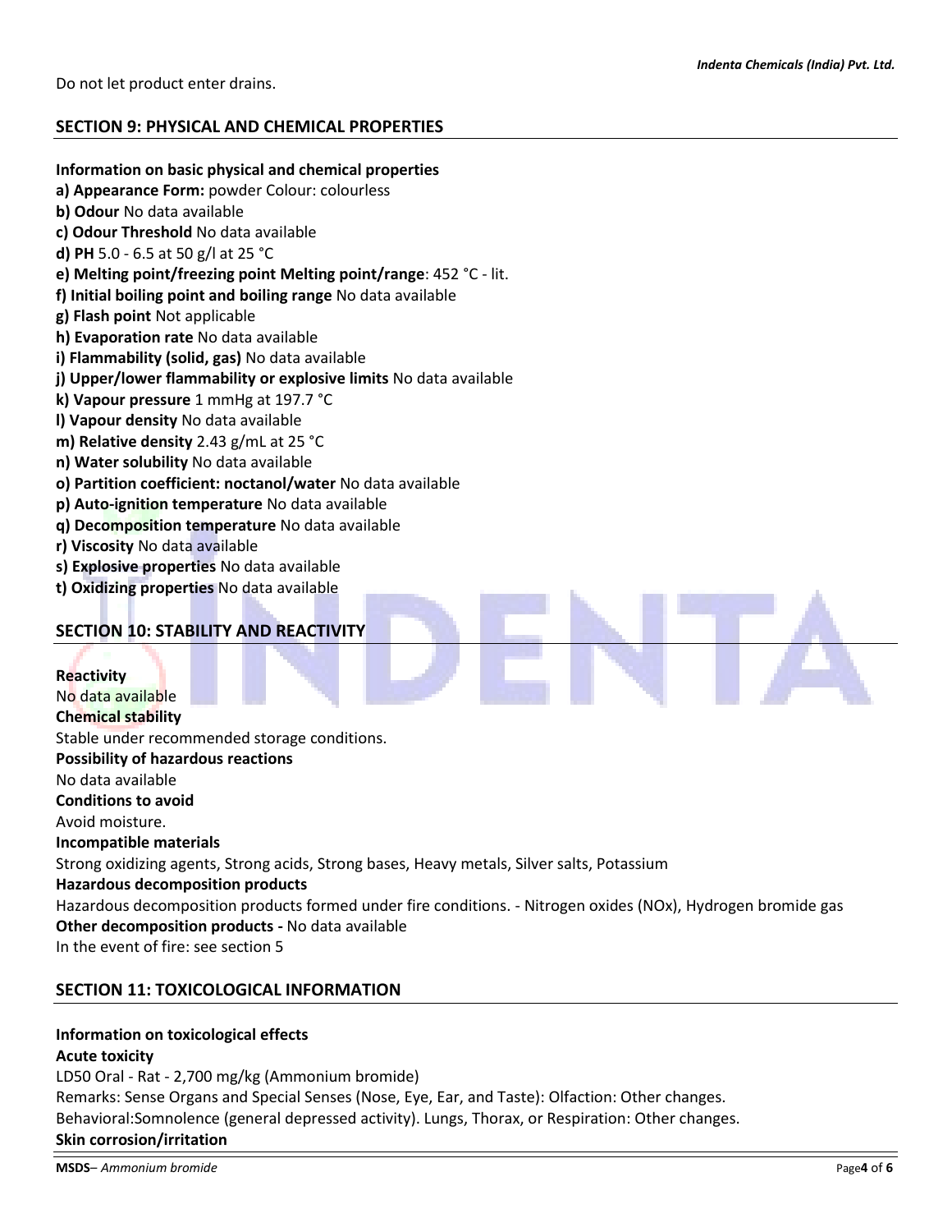Do not let product enter drains.

## SECTION 9: PHYSICAL AND CHEMICAL PROPERTIES

**Information on basic physical and chemical properties**

**a) Appearance Form:** powder Colour: colourless
**b) Odour** No data available
**c) Odour Threshold** No data available
**d) PH** 5.0 - 6.5 at 50 g/l at 25 °C
**e) Melting point/freezing point Melting point/range**: 452 °C - lit.
**f) Initial boiling point and boiling range** No data available
**g) Flash point** Not applicable
**h) Evaporation rate** No data available
**i) Flammability (solid, gas)** No data available
**j) Upper/lower flammability or explosive limits** No data available
**k) Vapour pressure** 1 mmHg at 197.7 °C
**l) Vapour density** No data available
**m) Relative density** 2.43 g/mL at 25 °C
**n) Water solubility** No data available
**o) Partition coefficient: noctanol/water** No data available
**p) Auto-ignition temperature** No data available
**q) Decomposition temperature** No data available
**r) Viscosity** No data available
**s) Explosive properties** No data available
**t) Oxidizing properties** No data available

## SECTION 10: STABILITY AND REACTIVITY

**Reactivity**
No data available
**Chemical stability**
Stable under recommended storage conditions.
**Possibility of hazardous reactions**
No data available
**Conditions to avoid**
Avoid moisture.
**Incompatible materials**
Strong oxidizing agents, Strong acids, Strong bases, Heavy metals, Silver salts, Potassium
**Hazardous decomposition products**
Hazardous decomposition products formed under fire conditions. - Nitrogen oxides (NOx), Hydrogen bromide gas
**Other decomposition products -** No data available
In the event of fire: see section 5

## SECTION 11: TOXICOLOGICAL INFORMATION

**Information on toxicological effects**
**Acute toxicity**
LD50 Oral - Rat - 2,700 mg/kg (Ammonium bromide)
Remarks: Sense Organs and Special Senses (Nose, Eye, Ear, and Taste): Olfaction: Other changes.
Behavioral:Somnolence (general depressed activity). Lungs, Thorax, or Respiration: Other changes.
**Skin corrosion/irritation**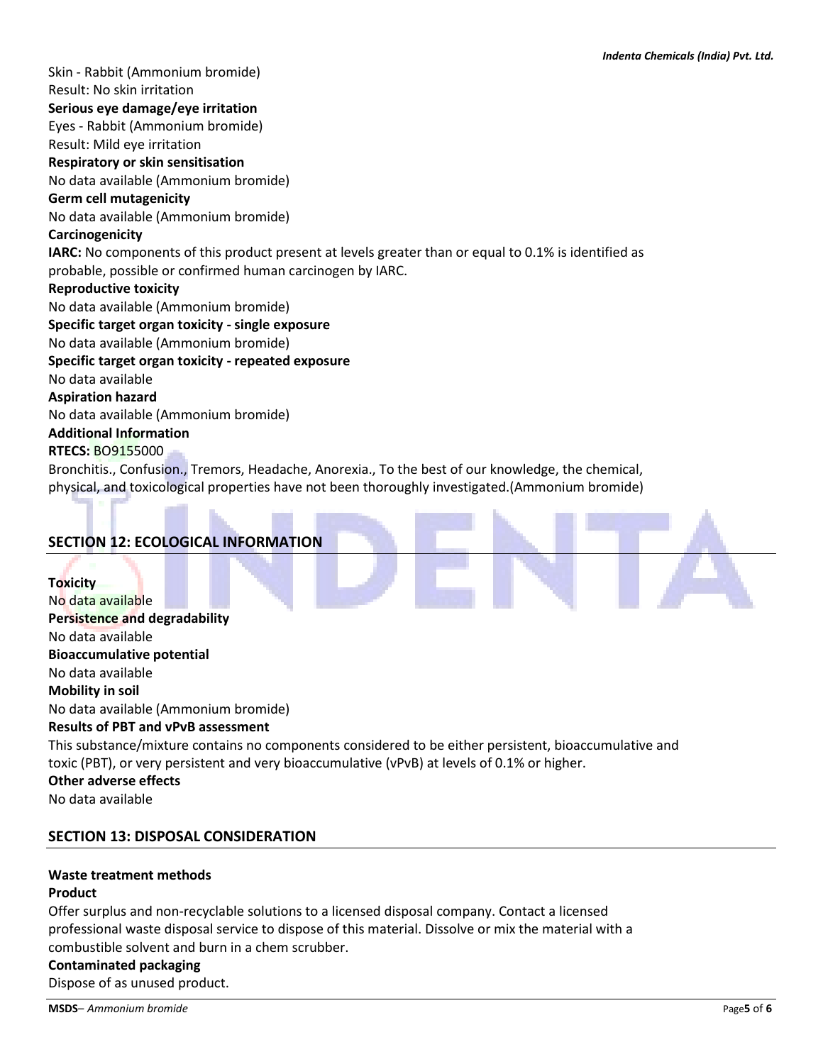Skin - Rabbit (Ammonium bromide)
Result: No skin irritation

**Serious eye damage/eye irritation**

Eyes - Rabbit (Ammonium bromide)
Result: Mild eye irritation

**Respiratory or skin sensitisation**

No data available (Ammonium bromide)

**Germ cell mutagenicity**

No data available (Ammonium bromide)

**Carcinogenicity**

**IARC:** No components of this product present at levels greater than or equal to 0.1% is identified as probable, possible or confirmed human carcinogen by IARC.

**Reproductive toxicity**

No data available (Ammonium bromide)

**Specific target organ toxicity - single exposure**

No data available (Ammonium bromide)

**Specific target organ toxicity - repeated exposure**

No data available

**Aspiration hazard**

No data available (Ammonium bromide)

**Additional Information**

**RTECS:** BO9155000

Bronchitis., Confusion., Tremors, Headache, Anorexia., To the best of our knowledge, the chemical, physical, and toxicological properties have not been thoroughly investigated.(Ammonium bromide)

## SECTION 12: ECOLOGICAL INFORMATION

**Toxicity**

No data available

**Persistence and degradability**

No data available

**Bioaccumulative potential**

No data available

**Mobility in soil**

No data available (Ammonium bromide)

**Results of PBT and vPvB assessment**

This substance/mixture contains no components considered to be either persistent, bioaccumulative and toxic (PBT), or very persistent and very bioaccumulative (vPvB) at levels of 0.1% or higher.

**Other adverse effects**

No data available

## SECTION 13: DISPOSAL CONSIDERATION

**Waste treatment methods**

**Product**

Offer surplus and non-recyclable solutions to a licensed disposal company. Contact a licensed professional waste disposal service to dispose of this material. Dissolve or mix the material with a combustible solvent and burn in a chem scrubber.

**Contaminated packaging**

Dispose of as unused product.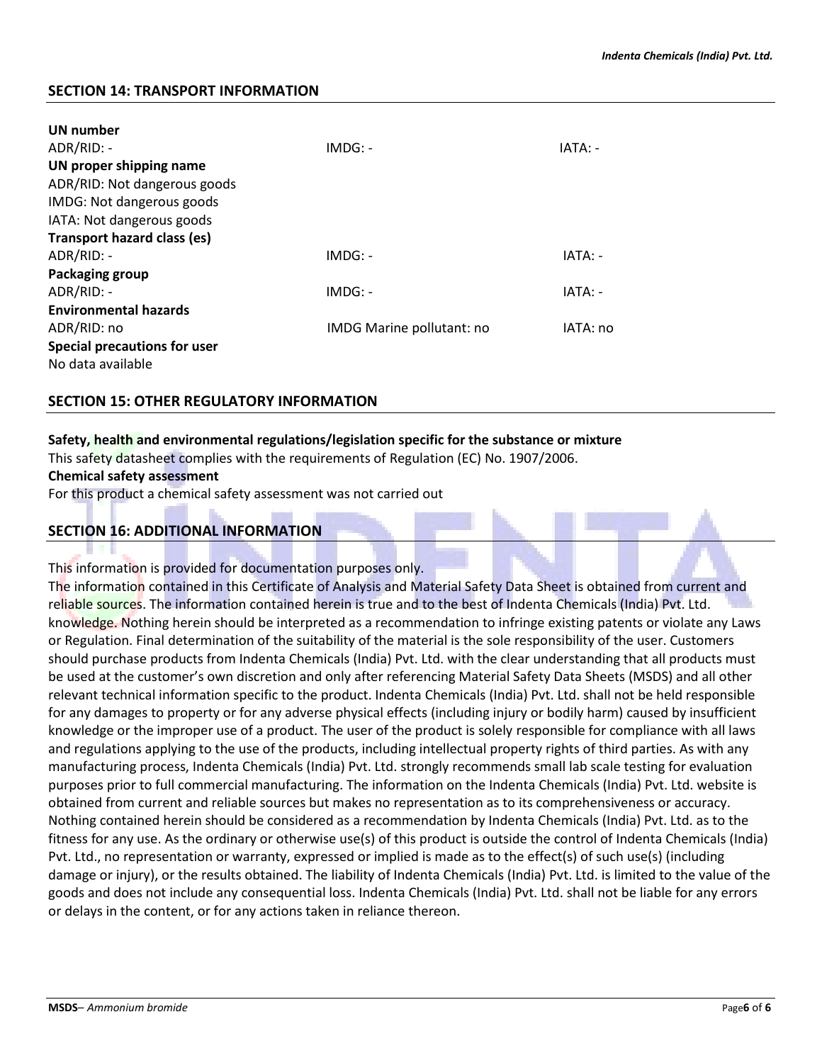## SECTION 14: TRANSPORT INFORMATION

**UN number**

| | | |
|---|---|---|
| ADR/RID: - | IMDG: - | IATA: - |

**UN proper shipping name**

ADR/RID: Not dangerous goods

IMDG: Not dangerous goods

IATA: Not dangerous goods

**Transport hazard class (es)**

| | | |
|---|---|---|
| ADR/RID: - | IMDG: - | IATA: - |

**Packaging group**

| | | |
|---|---|---|
| ADR/RID: - | IMDG: - | IATA: - |

**Environmental hazards**

| | | |
|---|---|---|
| ADR/RID: no | IMDG Marine pollutant: no | IATA: no |

**Special precautions for user**

No data available

## SECTION 15: OTHER REGULATORY INFORMATION

**Safety, health and environmental regulations/legislation specific for the substance or mixture**

This safety datasheet complies with the requirements of Regulation (EC) No. 1907/2006.

**Chemical safety assessment**

For this product a chemical safety assessment was not carried out

## SECTION 16: ADDITIONAL INFORMATION

This information is provided for documentation purposes only.

The information contained in this Certificate of Analysis and Material Safety Data Sheet is obtained from current and reliable sources. The information contained herein is true and to the best of Indenta Chemicals (India) Pvt. Ltd. knowledge. Nothing herein should be interpreted as a recommendation to infringe existing patents or violate any Laws or Regulation. Final determination of the suitability of the material is the sole responsibility of the user. Customers should purchase products from Indenta Chemicals (India) Pvt. Ltd. with the clear understanding that all products must be used at the customer's own discretion and only after referencing Material Safety Data Sheets (MSDS) and all other relevant technical information specific to the product. Indenta Chemicals (India) Pvt. Ltd. shall not be held responsible for any damages to property or for any adverse physical effects (including injury or bodily harm) caused by insufficient knowledge or the improper use of a product. The user of the product is solely responsible for compliance with all laws and regulations applying to the use of the products, including intellectual property rights of third parties. As with any manufacturing process, Indenta Chemicals (India) Pvt. Ltd. strongly recommends small lab scale testing for evaluation purposes prior to full commercial manufacturing. The information on the Indenta Chemicals (India) Pvt. Ltd. website is obtained from current and reliable sources but makes no representation as to its comprehensiveness or accuracy. Nothing contained herein should be considered as a recommendation by Indenta Chemicals (India) Pvt. Ltd. as to the fitness for any use. As the ordinary or otherwise use(s) of this product is outside the control of Indenta Chemicals (India) Pvt. Ltd., no representation or warranty, expressed or implied is made as to the effect(s) of such use(s) (including damage or injury), or the results obtained. The liability of Indenta Chemicals (India) Pvt. Ltd. is limited to the value of the goods and does not include any consequential loss. Indenta Chemicals (India) Pvt. Ltd. shall not be liable for any errors or delays in the content, or for any actions taken in reliance thereon.